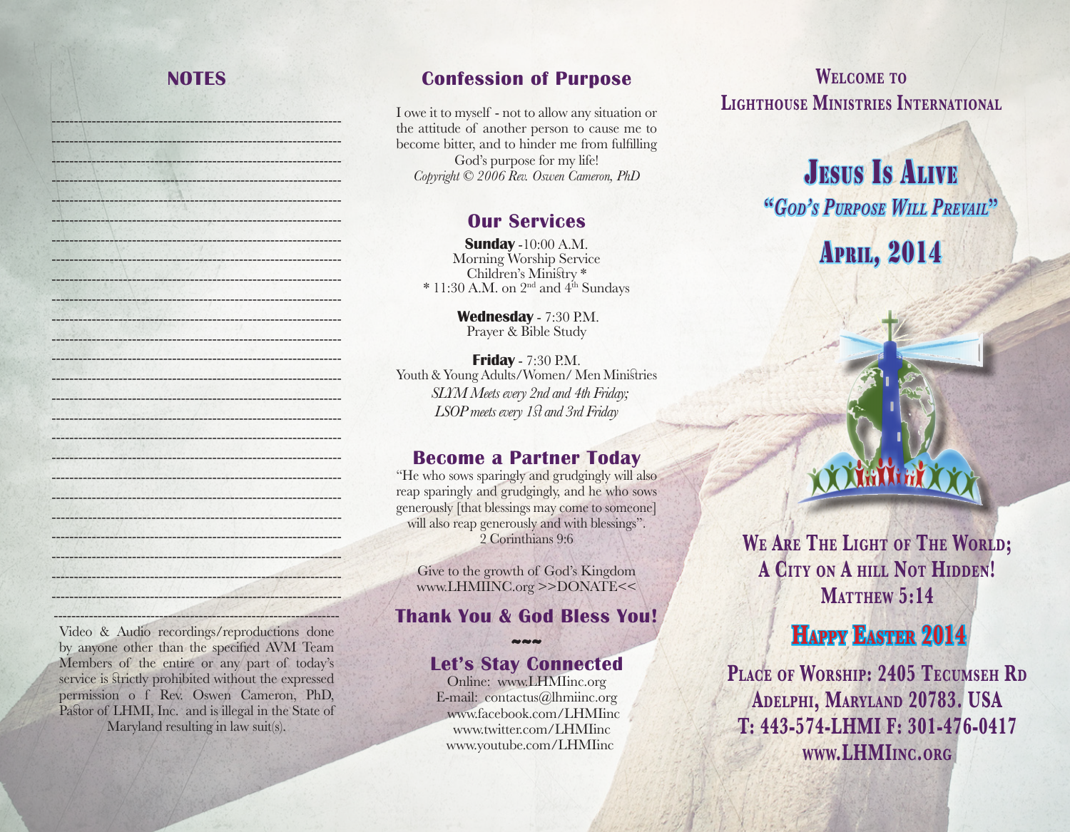## NOTES

---

Video & Audio recordings/reproductions done by anyone other than the specified AVM Team Members of the entire or any part of today's service is strictly prohibited without the expressed permission o f Rev. Oswen Cameron, PhD, Pastor of LHMI, Inc. and is illegal in the State of Maryland resulting in law suit(s).

## Confession of Purpose

I owe it to myself - not to allow any situation or the attitude of another person to cause me to become bitter, and to hinder me from fulfilling God's purpose for my life!
*Copyright © 2006 Rev. Oswen Cameron, PhD*

## Our Services

**Sunday** -10:00 A.M.
Morning Worship Service
Children's Ministry *
* 11:30 A.M. on 2nd and 4th Sundays

**Wednesday** - 7:30 P.M.
Prayer & Bible Study

**Friday** - 7:30 P.M.
Youth & Young Adults/Women/ Men Ministries
*SLYM Meets every 2nd and 4th Friday;*
*LSOP meets every 1st and 3rd Friday*

## Become a Partner Today

"He who sows sparingly and grudgingly will also reap sparingly and grudgingly, and he who sows generously [that blessings may come to someone] will also reap generously and with blessings".
2 Corinthians 9:6

Give to the growth of God's Kingdom
www.LHMIINC.org >>DONATE<<

## Thank You & God Bless You!

~~~

## Let's Stay Connected

Online: www.LHMIinc.org
E-mail: contactus@lhmiinc.org
www.facebook.com/LHMIinc
www.twitter.com/LHMIinc
www.youtube.com/LHMIinc

## Welcome to Lighthouse Ministries International

# Jesus Is Alive

### "God's Purpose Will Prevail"

## April, 2014

**We Are The Light of The World;
A City on A hill Not Hidden!
Matthew 5:14**

## Happy Easter 2014

**Place of Worship: 2405 Tecumseh Rd
Adelphi, Maryland 20783. USA
T: 443-574-LHMI F: 301-476-0417
www.LHMInc.org**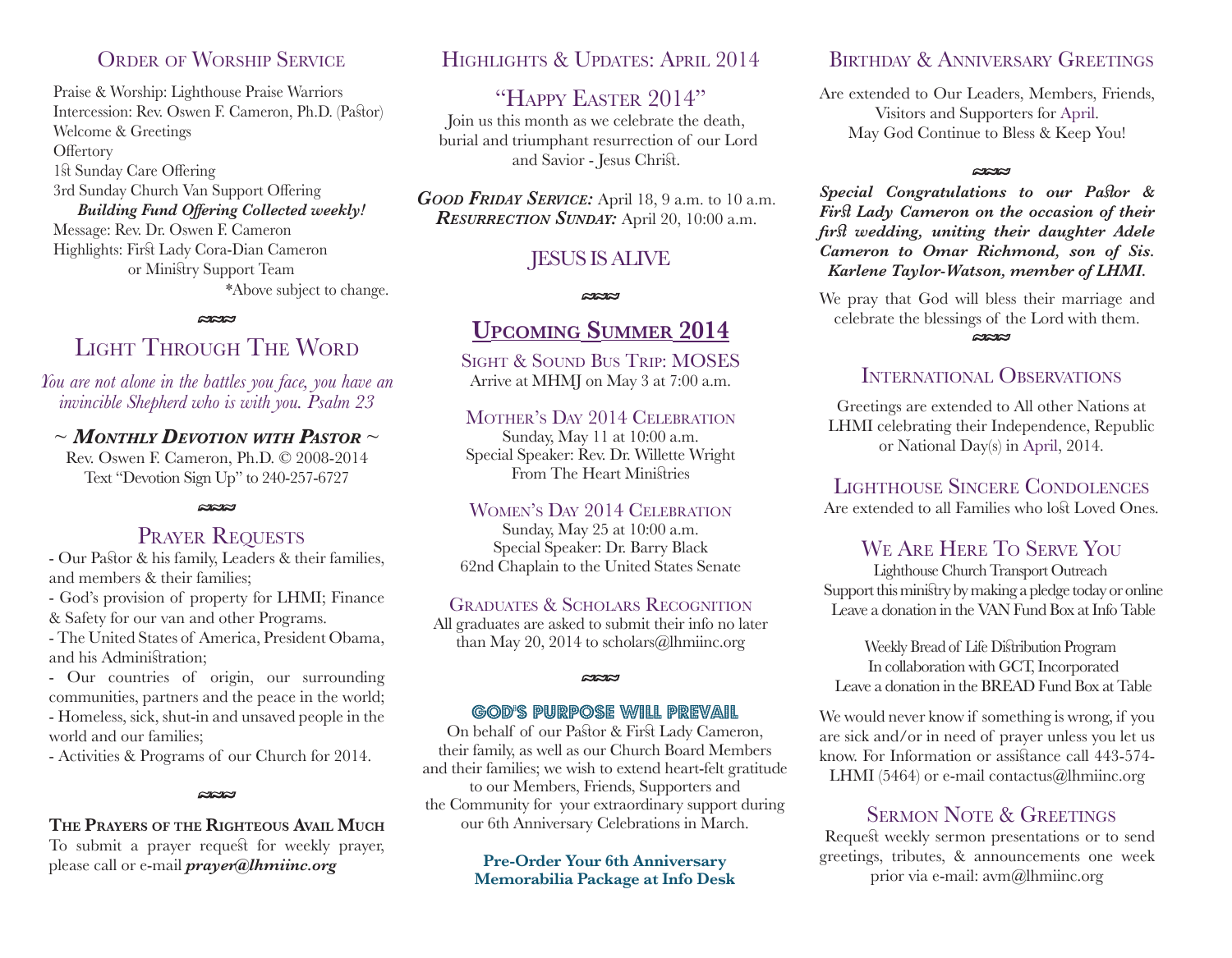## Order of Worship Service

Praise & Worship: Lighthouse Praise Warriors
Intercession: Rev. Oswen F. Cameron, Ph.D. (Pastor)
Welcome & Greetings
Offertory
1st Sunday Care Offering
3rd Sunday Church Van Support Offering
***Building Fund Offering Collected weekly!***
Message: Rev. Dr. Oswen F. Cameron
Highlights: First Lady Cora-Dian Cameron
or Ministry Support Team
*Above subject to change.

## Light Through The Word

*You are not alone in the battles you face, you have an invincible Shepherd who is with you. Psalm 23*

### ~ *Monthly Devotion with Pastor* ~

Rev. Oswen F. Cameron, Ph.D. © 2008-2014
Text "Devotion Sign Up" to 240-257-6727

## Prayer Requests

- Our Pastor & his family, Leaders & their families, and members & their families;
- God's provision of property for LHMI; Finance & Safety for our van and other Programs.
- The United States of America, President Obama, and his Administration;
- Our countries of origin, our surrounding communities, partners and the peace in the world;
- Homeless, sick, shut-in and unsaved people in the world and our families;
- Activities & Programs of our Church for 2014.

**The Prayers of the Righteous Avail Much**
To submit a prayer request for weekly prayer, please call or e-mail ***prayer@lhmiinc.org***

## Highlights & Updates: April 2014

### "Happy Easter 2014"

Join us this month as we celebrate the death, burial and triumphant resurrection of our Lord and Savior - Jesus Christ.

***Good Friday Service:*** April 18, 9 a.m. to 10 a.m.
***Resurrection Sunday:*** April 20, 10:00 a.m.

### JESUS IS ALIVE

## Upcoming Summer 2014

**Sight & Sound Bus Trip: MOSES**
Arrive at MHMJ on May 3 at 7:00 a.m.

**Mother's Day 2014 Celebration**
Sunday, May 11 at 10:00 a.m.
Special Speaker: Rev. Dr. Willette Wright
From The Heart Ministries

**Women's Day 2014 Celebration**
Sunday, May 25 at 10:00 a.m.
Special Speaker: Dr. Barry Black
62nd Chaplain to the United States Senate

**Graduates & Scholars Recognition**
All graduates are asked to submit their info no later than May 20, 2014 to scholars@lhmiinc.org

### God's Purpose Will Prevail

On behalf of our Pastor & First Lady Cameron, their family, as well as our Church Board Members and their families; we wish to extend heart-felt gratitude to our Members, Friends, Supporters and the Community for your extraordinary support during our 6th Anniversary Celebrations in March.

**Pre-Order Your 6th Anniversary Memorabilia Package at Info Desk**

## Birthday & Anniversary Greetings

Are extended to Our Leaders, Members, Friends, Visitors and Supporters for April.
May God Continue to Bless & Keep You!

***Special Congratulations to our Pastor & First Lady Cameron on the occasion of their first wedding, uniting their daughter Adele Cameron to Omar Richmond, son of Sis. Karlene Taylor-Watson, member of LHMI.***

We pray that God will bless their marriage and celebrate the blessings of the Lord with them.

## International Observations

Greetings are extended to All other Nations at LHMI celebrating their Independence, Republic or National Day(s) in April, 2014.

## Lighthouse Sincere Condolences

Are extended to all Families who lost Loved Ones.

## We Are Here To Serve You

Lighthouse Church Transport Outreach
Support this ministry by making a pledge today or online
Leave a donation in the VAN Fund Box at Info Table

Weekly Bread of Life Distribution Program
In collaboration with GCT, Incorporated
Leave a donation in the BREAD Fund Box at Table

We would never know if something is wrong, if you are sick and/or in need of prayer unless you let us know. For Information or assistance call 443-574-LHMI (5464) or e-mail contactus@lhmiinc.org

## Sermon Note & Greetings

Request weekly sermon presentations or to send greetings, tributes, & announcements one week prior via e-mail: avm@lhmiinc.org